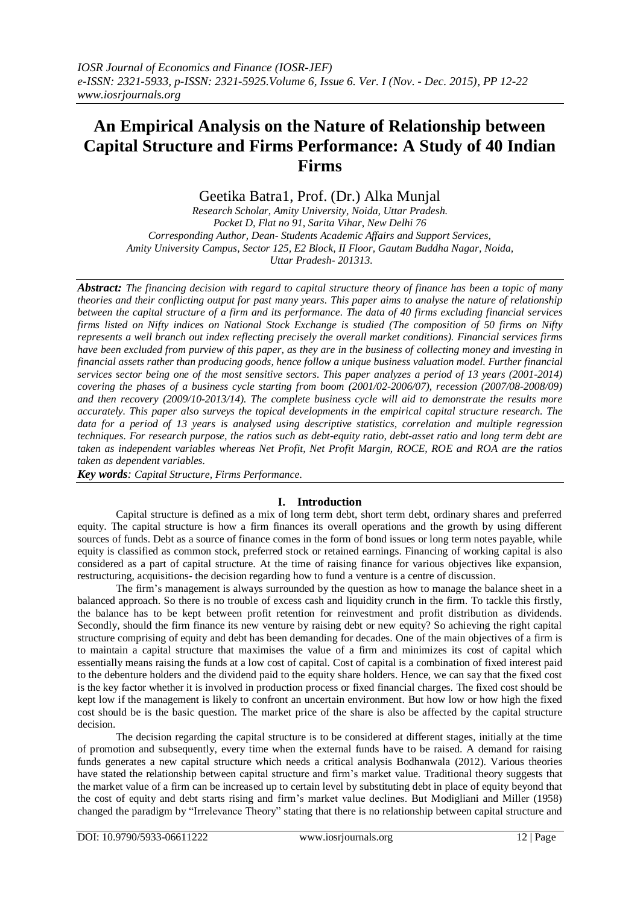# An Empirical Analysis on the Nature of Relationship between Capital Structure and Firms Performance: A Study of 40 Indian Firms

Geetika Batra1, Prof. (Dr.) Alka Munjal

*Research Scholar, Amity University, Noida, Uttar Pradesh.*
*Pocket D, Flat no 91, Sarita Vihar, New Delhi 76*
*Corresponding Author, Dean- Students Academic Affairs and Support Services,*
*Amity University Campus, Sector 125, E2 Block, II Floor, Gautam Buddha Nagar, Noida,*
*Uttar Pradesh- 201313.*

***Abstract:*** *The financing decision with regard to capital structure theory of finance has been a topic of many theories and their conflicting output for past many years. This paper aims to analyse the nature of relationship between the capital structure of a firm and its performance. The data of 40 firms excluding financial services firms listed on Nifty indices on National Stock Exchange is studied (The composition of 50 firms on Nifty represents a well branch out index reflecting precisely the overall market conditions). Financial services firms have been excluded from purview of this paper, as they are in the business of collecting money and investing in financial assets rather than producing goods, hence follow a unique business valuation model. Further financial services sector being one of the most sensitive sectors. This paper analyzes a period of 13 years (2001-2014) covering the phases of a business cycle starting from boom (2001/02-2006/07), recession (2007/08-2008/09) and then recovery (2009/10-2013/14). The complete business cycle will aid to demonstrate the results more accurately. This paper also surveys the topical developments in the empirical capital structure research. The data for a period of 13 years is analysed using descriptive statistics, correlation and multiple regression techniques. For research purpose, the ratios such as debt-equity ratio, debt-asset ratio and long term debt are taken as independent variables whereas Net Profit, Net Profit Margin, ROCE, ROE and ROA are the ratios taken as dependent variables.*

***Key words****: Capital Structure, Firms Performance.*

## I. Introduction

Capital structure is defined as a mix of long term debt, short term debt, ordinary shares and preferred equity. The capital structure is how a firm finances its overall operations and the growth by using different sources of funds. Debt as a source of finance comes in the form of bond issues or long term notes payable, while equity is classified as common stock, preferred stock or retained earnings. Financing of working capital is also considered as a part of capital structure. At the time of raising finance for various objectives like expansion, restructuring, acquisitions- the decision regarding how to fund a venture is a centre of discussion.

The firm's management is always surrounded by the question as how to manage the balance sheet in a balanced approach. So there is no trouble of excess cash and liquidity crunch in the firm. To tackle this firstly, the balance has to be kept between profit retention for reinvestment and profit distribution as dividends. Secondly, should the firm finance its new venture by raising debt or new equity? So achieving the right capital structure comprising of equity and debt has been demanding for decades. One of the main objectives of a firm is to maintain a capital structure that maximises the value of a firm and minimizes its cost of capital which essentially means raising the funds at a low cost of capital. Cost of capital is a combination of fixed interest paid to the debenture holders and the dividend paid to the equity share holders. Hence, we can say that the fixed cost is the key factor whether it is involved in production process or fixed financial charges. The fixed cost should be kept low if the management is likely to confront an uncertain environment. But how low or how high the fixed cost should be is the basic question. The market price of the share is also be affected by the capital structure decision.

The decision regarding the capital structure is to be considered at different stages, initially at the time of promotion and subsequently, every time when the external funds have to be raised. A demand for raising funds generates a new capital structure which needs a critical analysis Bodhanwala (2012). Various theories have stated the relationship between capital structure and firm's market value. Traditional theory suggests that the market value of a firm can be increased up to certain level by substituting debt in place of equity beyond that the cost of equity and debt starts rising and firm's market value declines. But Modigliani and Miller (1958) changed the paradigm by "Irrelevance Theory" stating that there is no relationship between capital structure and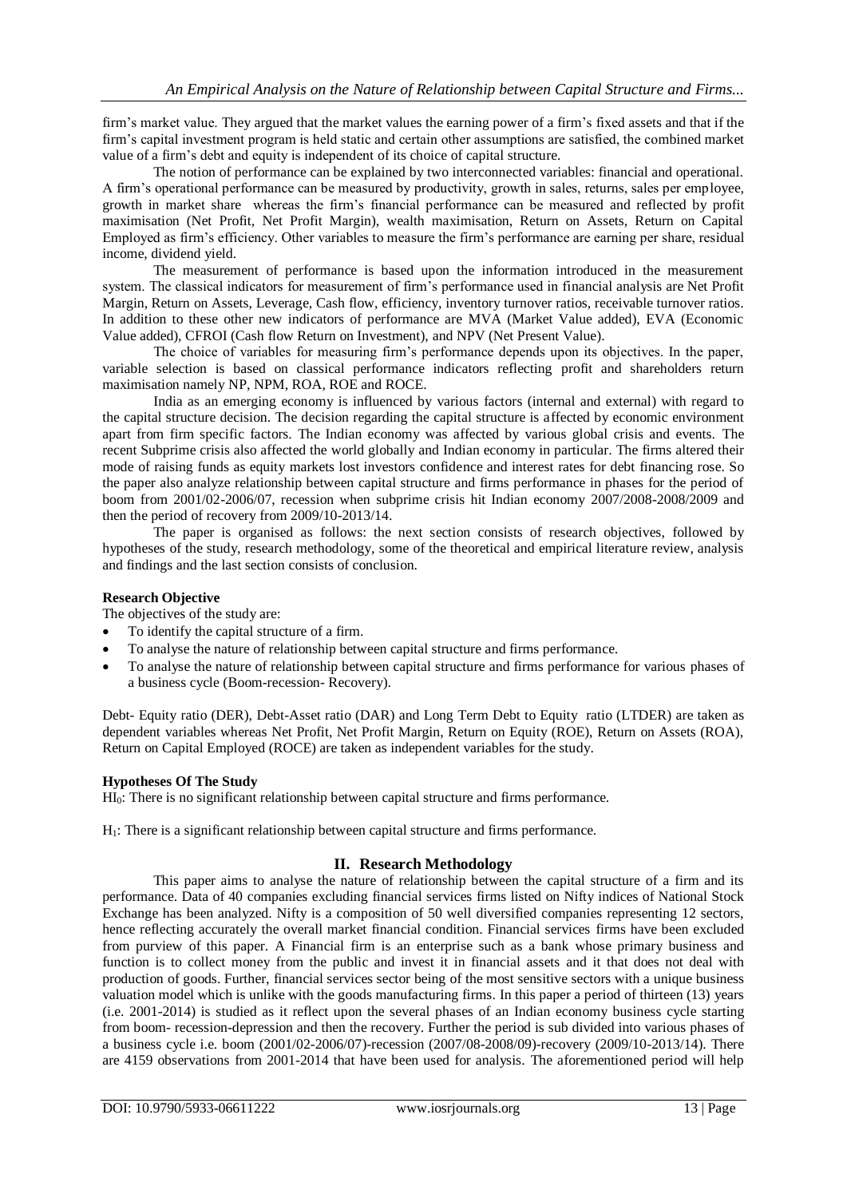firm's market value. They argued that the market values the earning power of a firm's fixed assets and that if the firm's capital investment program is held static and certain other assumptions are satisfied, the combined market value of a firm's debt and equity is independent of its choice of capital structure.

The notion of performance can be explained by two interconnected variables: financial and operational. A firm's operational performance can be measured by productivity, growth in sales, returns, sales per employee, growth in market share whereas the firm's financial performance can be measured and reflected by profit maximisation (Net Profit, Net Profit Margin), wealth maximisation, Return on Assets, Return on Capital Employed as firm's efficiency. Other variables to measure the firm's performance are earning per share, residual income, dividend yield.

The measurement of performance is based upon the information introduced in the measurement system. The classical indicators for measurement of firm's performance used in financial analysis are Net Profit Margin, Return on Assets, Leverage, Cash flow, efficiency, inventory turnover ratios, receivable turnover ratios. In addition to these other new indicators of performance are MVA (Market Value added), EVA (Economic Value added), CFROI (Cash flow Return on Investment), and NPV (Net Present Value).

The choice of variables for measuring firm's performance depends upon its objectives. In the paper, variable selection is based on classical performance indicators reflecting profit and shareholders return maximisation namely NP, NPM, ROA, ROE and ROCE.

India as an emerging economy is influenced by various factors (internal and external) with regard to the capital structure decision. The decision regarding the capital structure is affected by economic environment apart from firm specific factors. The Indian economy was affected by various global crisis and events. The recent Subprime crisis also affected the world globally and Indian economy in particular. The firms altered their mode of raising funds as equity markets lost investors confidence and interest rates for debt financing rose. So the paper also analyze relationship between capital structure and firms performance in phases for the period of boom from 2001/02-2006/07, recession when subprime crisis hit Indian economy 2007/2008-2008/2009 and then the period of recovery from 2009/10-2013/14.

The paper is organised as follows: the next section consists of research objectives, followed by hypotheses of the study, research methodology, some of the theoretical and empirical literature review, analysis and findings and the last section consists of conclusion.

**Research Objective**

The objectives of the study are:

- To identify the capital structure of a firm.
- To analyse the nature of relationship between capital structure and firms performance.
- To analyse the nature of relationship between capital structure and firms performance for various phases of a business cycle (Boom-recession- Recovery).

Debt- Equity ratio (DER), Debt-Asset ratio (DAR) and Long Term Debt to Equity ratio (LTDER) are taken as dependent variables whereas Net Profit, Net Profit Margin, Return on Equity (ROE), Return on Assets (ROA), Return on Capital Employed (ROCE) are taken as independent variables for the study.

**Hypotheses Of The Study**

$HI_0$: There is no significant relationship between capital structure and firms performance.

$H_1$: There is a significant relationship between capital structure and firms performance.

## II. Research Methodology

This paper aims to analyse the nature of relationship between the capital structure of a firm and its performance. Data of 40 companies excluding financial services firms listed on Nifty indices of National Stock Exchange has been analyzed. Nifty is a composition of 50 well diversified companies representing 12 sectors, hence reflecting accurately the overall market financial condition. Financial services firms have been excluded from purview of this paper. A Financial firm is an enterprise such as a bank whose primary business and function is to collect money from the public and invest it in financial assets and it that does not deal with production of goods. Further, financial services sector being of the most sensitive sectors with a unique business valuation model which is unlike with the goods manufacturing firms. In this paper a period of thirteen (13) years (i.e. 2001-2014) is studied as it reflect upon the several phases of an Indian economy business cycle starting from boom- recession-depression and then the recovery. Further the period is sub divided into various phases of a business cycle i.e. boom (2001/02-2006/07)-recession (2007/08-2008/09)-recovery (2009/10-2013/14). There are 4159 observations from 2001-2014 that have been used for analysis. The aforementioned period will help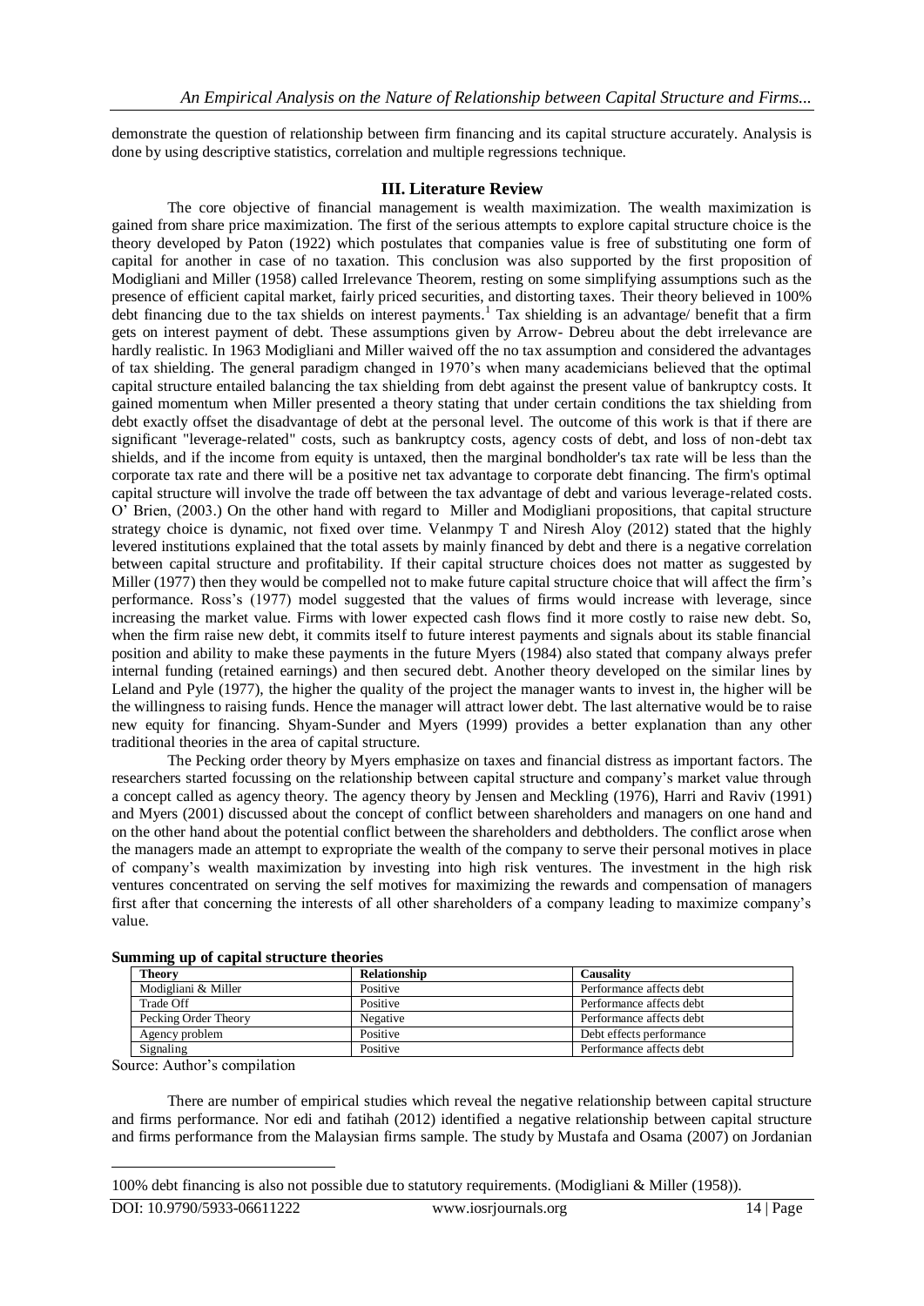demonstrate the question of relationship between firm financing and its capital structure accurately. Analysis is done by using descriptive statistics, correlation and multiple regressions technique.

## III. Literature Review

The core objective of financial management is wealth maximization. The wealth maximization is gained from share price maximization. The first of the serious attempts to explore capital structure choice is the theory developed by Paton (1922) which postulates that companies value is free of substituting one form of capital for another in case of no taxation. This conclusion was also supported by the first proposition of Modigliani and Miller (1958) called Irrelevance Theorem, resting on some simplifying assumptions such as the presence of efficient capital market, fairly priced securities, and distorting taxes. Their theory believed in 100% debt financing due to the tax shields on interest payments.[1] Tax shielding is an advantage/ benefit that a firm gets on interest payment of debt. These assumptions given by Arrow- Debreu about the debt irrelevance are hardly realistic. In 1963 Modigliani and Miller waived off the no tax assumption and considered the advantages of tax shielding. The general paradigm changed in 1970's when many academicians believed that the optimal capital structure entailed balancing the tax shielding from debt against the present value of bankruptcy costs. It gained momentum when Miller presented a theory stating that under certain conditions the tax shielding from debt exactly offset the disadvantage of debt at the personal level. The outcome of this work is that if there are significant "leverage-related" costs, such as bankruptcy costs, agency costs of debt, and loss of non-debt tax shields, and if the income from equity is untaxed, then the marginal bondholder's tax rate will be less than the corporate tax rate and there will be a positive net tax advantage to corporate debt financing. The firm's optimal capital structure will involve the trade off between the tax advantage of debt and various leverage-related costs. O' Brien, (2003.) On the other hand with regard to Miller and Modigliani propositions, that capital structure strategy choice is dynamic, not fixed over time. Velanmpy T and Niresh Aloy (2012) stated that the highly levered institutions explained that the total assets by mainly financed by debt and there is a negative correlation between capital structure and profitability. If their capital structure choices does not matter as suggested by Miller (1977) then they would be compelled not to make future capital structure choice that will affect the firm's performance. Ross's (1977) model suggested that the values of firms would increase with leverage, since increasing the market value. Firms with lower expected cash flows find it more costly to raise new debt. So, when the firm raise new debt, it commits itself to future interest payments and signals about its stable financial position and ability to make these payments in the future Myers (1984) also stated that company always prefer internal funding (retained earnings) and then secured debt. Another theory developed on the similar lines by Leland and Pyle (1977), the higher the quality of the project the manager wants to invest in, the higher will be the willingness to raising funds. Hence the manager will attract lower debt. The last alternative would be to raise new equity for financing. Shyam-Sunder and Myers (1999) provides a better explanation than any other traditional theories in the area of capital structure.

The Pecking order theory by Myers emphasize on taxes and financial distress as important factors. The researchers started focussing on the relationship between capital structure and company's market value through a concept called as agency theory. The agency theory by Jensen and Meckling (1976), Harri and Raviv (1991) and Myers (2001) discussed about the concept of conflict between shareholders and managers on one hand and on the other hand about the potential conflict between the shareholders and debtholders. The conflict arose when the managers made an attempt to expropriate the wealth of the company to serve their personal motives in place of company's wealth maximization by investing into high risk ventures. The investment in the high risk ventures concentrated on serving the self motives for maximizing the rewards and compensation of managers first after that concerning the interests of all other shareholders of a company leading to maximize company's value.

**Summing up of capital structure theories**

| Theory | Relationship | Causality |
|---|---|---|
| Modigliani & Miller | Positive | Performance affects debt |
| Trade Off | Positive | Performance affects debt |
| Pecking Order Theory | Negative | Performance affects debt |
| Agency problem | Positive | Debt effects performance |
| Signaling | Positive | Performance affects debt |

Source: Author's compilation

There are number of empirical studies which reveal the negative relationship between capital structure and firms performance. Nor edi and fatihah (2012) identified a negative relationship between capital structure and firms performance from the Malaysian firms sample. The study by Mustafa and Osama (2007) on Jordanian

---

[1] 100% debt financing is also not possible due to statutory requirements. (Modigliani & Miller (1958)).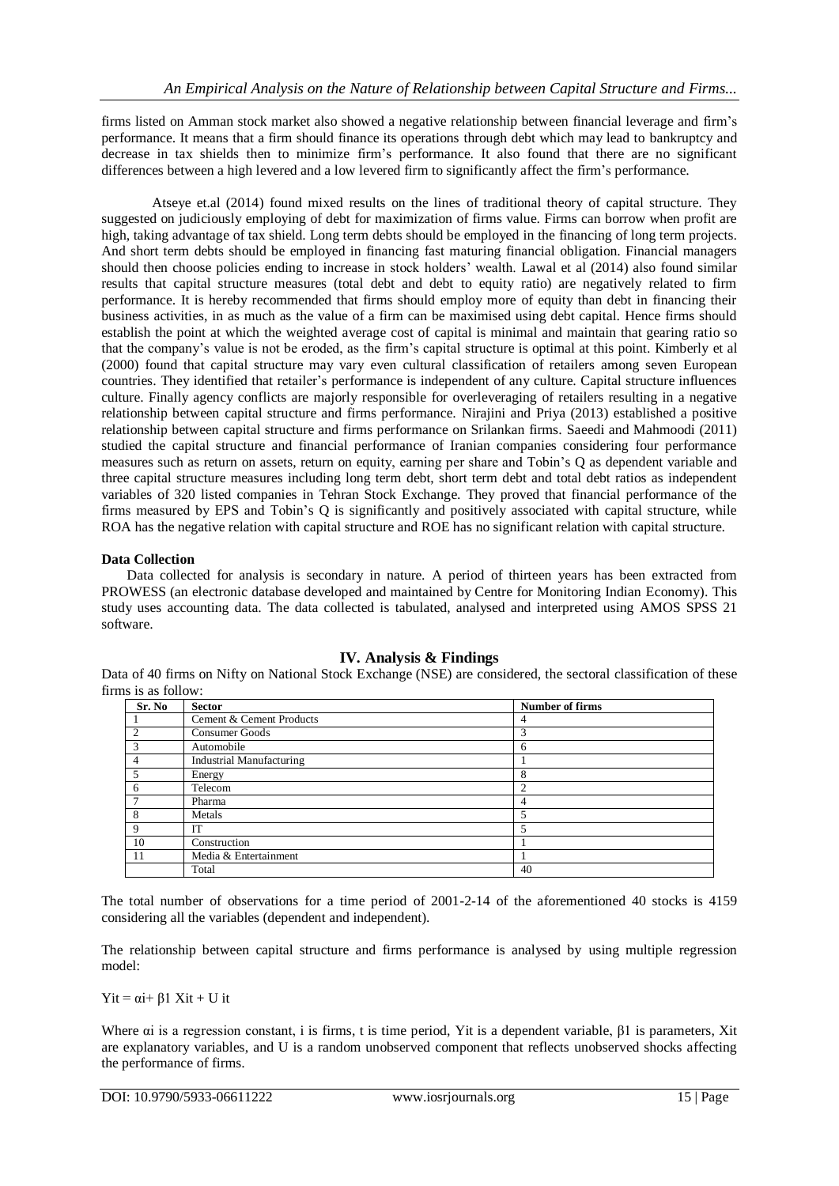firms listed on Amman stock market also showed a negative relationship between financial leverage and firm's performance. It means that a firm should finance its operations through debt which may lead to bankruptcy and decrease in tax shields then to minimize firm's performance. It also found that there are no significant differences between a high levered and a low levered firm to significantly affect the firm's performance.

Atseye et.al (2014) found mixed results on the lines of traditional theory of capital structure. They suggested on judiciously employing of debt for maximization of firms value. Firms can borrow when profit are high, taking advantage of tax shield. Long term debts should be employed in the financing of long term projects. And short term debts should be employed in financing fast maturing financial obligation. Financial managers should then choose policies ending to increase in stock holders' wealth. Lawal et al (2014) also found similar results that capital structure measures (total debt and debt to equity ratio) are negatively related to firm performance. It is hereby recommended that firms should employ more of equity than debt in financing their business activities, in as much as the value of a firm can be maximised using debt capital. Hence firms should establish the point at which the weighted average cost of capital is minimal and maintain that gearing ratio so that the company's value is not be eroded, as the firm's capital structure is optimal at this point. Kimberly et al (2000) found that capital structure may vary even cultural classification of retailers among seven European countries. They identified that retailer's performance is independent of any culture. Capital structure influences culture. Finally agency conflicts are majorly responsible for overleveraging of retailers resulting in a negative relationship between capital structure and firms performance. Nirajini and Priya (2013) established a positive relationship between capital structure and firms performance on Srilankan firms. Saeedi and Mahmoodi (2011) studied the capital structure and financial performance of Iranian companies considering four performance measures such as return on assets, return on equity, earning per share and Tobin's Q as dependent variable and three capital structure measures including long term debt, short term debt and total debt ratios as independent variables of 320 listed companies in Tehran Stock Exchange. They proved that financial performance of the firms measured by EPS and Tobin's Q is significantly and positively associated with capital structure, while ROA has the negative relation with capital structure and ROE has no significant relation with capital structure.

**Data Collection**

Data collected for analysis is secondary in nature. A period of thirteen years has been extracted from PROWESS (an electronic database developed and maintained by Centre for Monitoring Indian Economy). This study uses accounting data. The data collected is tabulated, analysed and interpreted using AMOS SPSS 21 software.

## IV. Analysis & Findings

Data of 40 firms on Nifty on National Stock Exchange (NSE) are considered, the sectoral classification of these firms is as follow:

| Sr. No | Sector | Number of firms |
|---|---|---|
| 1 | Cement & Cement Products | 4 |
| 2 | Consumer Goods | 3 |
| 3 | Automobile | 6 |
| 4 | Industrial Manufacturing | 1 |
| 5 | Energy | 8 |
| 6 | Telecom | 2 |
| 7 | Pharma | 4 |
| 8 | Metals | 5 |
| 9 | IT | 5 |
| 10 | Construction | 1 |
| 11 | Media & Entertainment | 1 |
| | Total | 40 |

The total number of observations for a time period of 2001-2-14 of the aforementioned 40 stocks is 4159 considering all the variables (dependent and independent).

The relationship between capital structure and firms performance is analysed by using multiple regression model:

$$Y_{it} = \alpha_i + \beta_1 X_{it} + U_{it}$$

Where $\alpha_i$ is a regression constant, i is firms, t is time period, $Y_{it}$ is a dependent variable, $\beta_1$ is parameters, $X_{it}$ are explanatory variables, and U is a random unobserved component that reflects unobserved shocks affecting the performance of firms.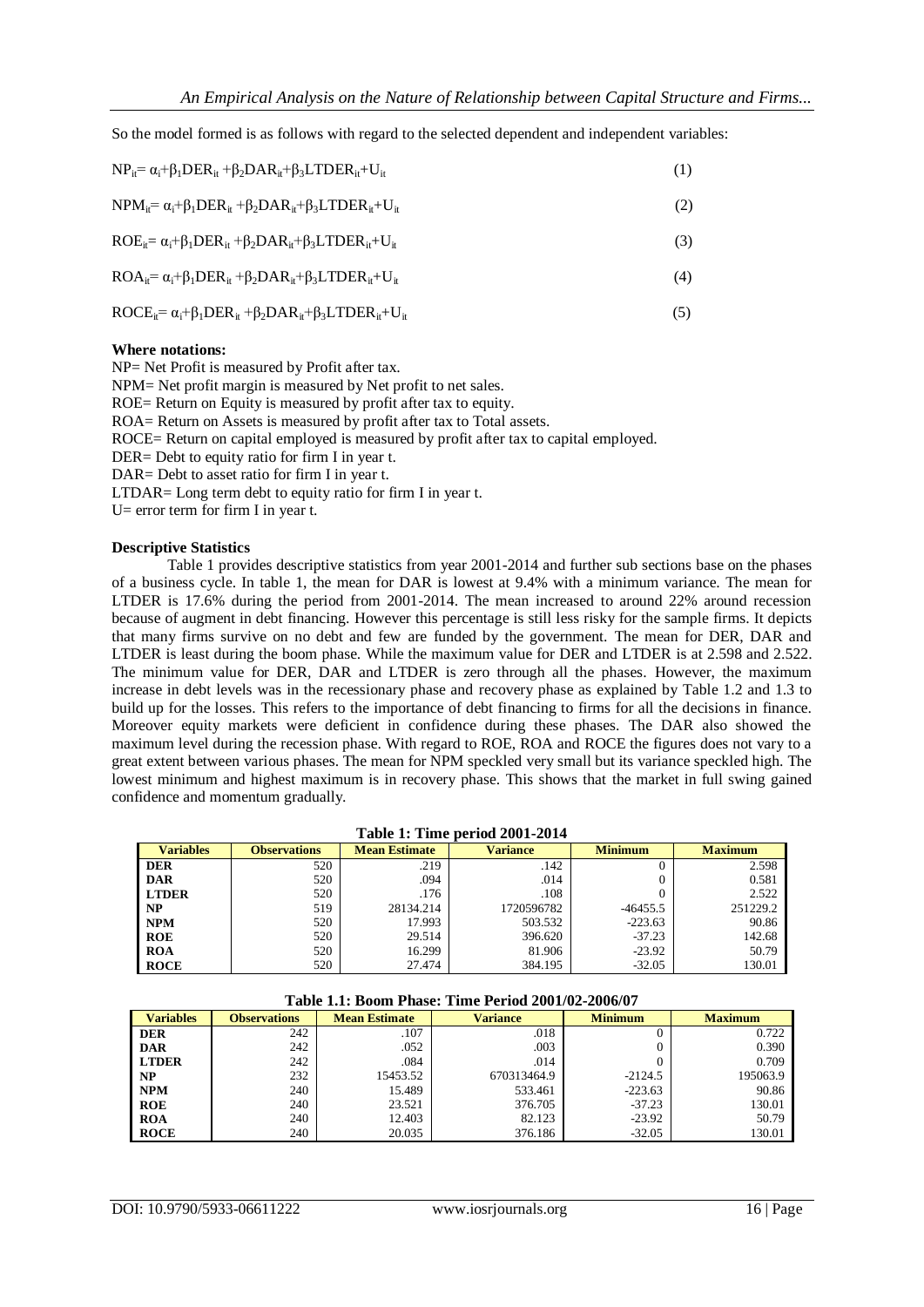So the model formed is as follows with regard to the selected dependent and independent variables:

$$NP_{it}= \alpha_i+\beta_1 DER_{it} +\beta_2 DAR_{it}+\beta_3 LTDER_{it}+U_{it} \quad (1)$$

$$NPM_{it}= \alpha_i+\beta_1 DER_{it} +\beta_2 DAR_{it}+\beta_3 LTDER_{it}+U_{it} \quad (2)$$

$$ROE_{it}= \alpha_i+\beta_1 DER_{it} +\beta_2 DAR_{it}+\beta_3 LTDER_{it}+U_{it} \quad (3)$$

$$ROA_{it}= \alpha_i+\beta_1 DER_{it} +\beta_2 DAR_{it}+\beta_3 LTDER_{it}+U_{it} \quad (4)$$

$$ROCE_{it}= \alpha_i+\beta_1 DER_{it} +\beta_2 DAR_{it}+\beta_3 LTDER_{it}+U_{it} \quad (5)$$

**Where notations:**

NP= Net Profit is measured by Profit after tax.
NPM= Net profit margin is measured by Net profit to net sales.
ROE= Return on Equity is measured by profit after tax to equity.
ROA= Return on Assets is measured by profit after tax to Total assets.
ROCE= Return on capital employed is measured by profit after tax to capital employed.
DER= Debt to equity ratio for firm I in year t.
DAR= Debt to asset ratio for firm I in year t.
LTDAR= Long term debt to equity ratio for firm I in year t.
U= error term for firm I in year t.

**Descriptive Statistics**

Table 1 provides descriptive statistics from year 2001-2014 and further sub sections base on the phases of a business cycle. In table 1, the mean for DAR is lowest at 9.4% with a minimum variance. The mean for LTDER is 17.6% during the period from 2001-2014. The mean increased to around 22% around recession because of augment in debt financing. However this percentage is still less risky for the sample firms. It depicts that many firms survive on no debt and few are funded by the government. The mean for DER, DAR and LTDER is least during the boom phase. While the maximum value for DER and LTDER is at 2.598 and 2.522. The minimum value for DER, DAR and LTDER is zero through all the phases. However, the maximum increase in debt levels was in the recessionary phase and recovery phase as explained by Table 1.2 and 1.3 to build up for the losses. This refers to the importance of debt financing to firms for all the decisions in finance. Moreover equity markets were deficient in confidence during these phases. The DAR also showed the maximum level during the recession phase. With regard to ROE, ROA and ROCE the figures does not vary to a great extent between various phases. The mean for NPM speckled very small but its variance speckled high. The lowest minimum and highest maximum is in recovery phase. This shows that the market in full swing gained confidence and momentum gradually.

**Table 1: Time period 2001-2014**

| Variables | Observations | Mean Estimate | Variance | Minimum | Maximum |
|---|---|---|---|---|---|
| DER | 520 | .219 | .142 | 0 | 2.598 |
| DAR | 520 | .094 | .014 | 0 | 0.581 |
| LTDER | 520 | .176 | .108 | 0 | 2.522 |
| NP | 519 | 28134.214 | 1720596782 | -46455.5 | 251229.2 |
| NPM | 520 | 17.993 | 503.532 | -223.63 | 90.86 |
| ROE | 520 | 29.514 | 396.620 | -37.23 | 142.68 |
| ROA | 520 | 16.299 | 81.906 | -23.92 | 50.79 |
| ROCE | 520 | 27.474 | 384.195 | -32.05 | 130.01 |

**Table 1.1: Boom Phase: Time Period 2001/02-2006/07**

| Variables | Observations | Mean Estimate | Variance | Minimum | Maximum |
|---|---|---|---|---|---|
| DER | 242 | .107 | .018 | 0 | 0.722 |
| DAR | 242 | .052 | .003 | 0 | 0.390 |
| LTDER | 242 | .084 | .014 | 0 | 0.709 |
| NP | 232 | 15453.52 | 670313464.9 | -2124.5 | 195063.9 |
| NPM | 240 | 15.489 | 533.461 | -223.63 | 90.86 |
| ROE | 240 | 23.521 | 376.705 | -37.23 | 130.01 |
| ROA | 240 | 12.403 | 82.123 | -23.92 | 50.79 |
| ROCE | 240 | 20.035 | 376.186 | -32.05 | 130.01 |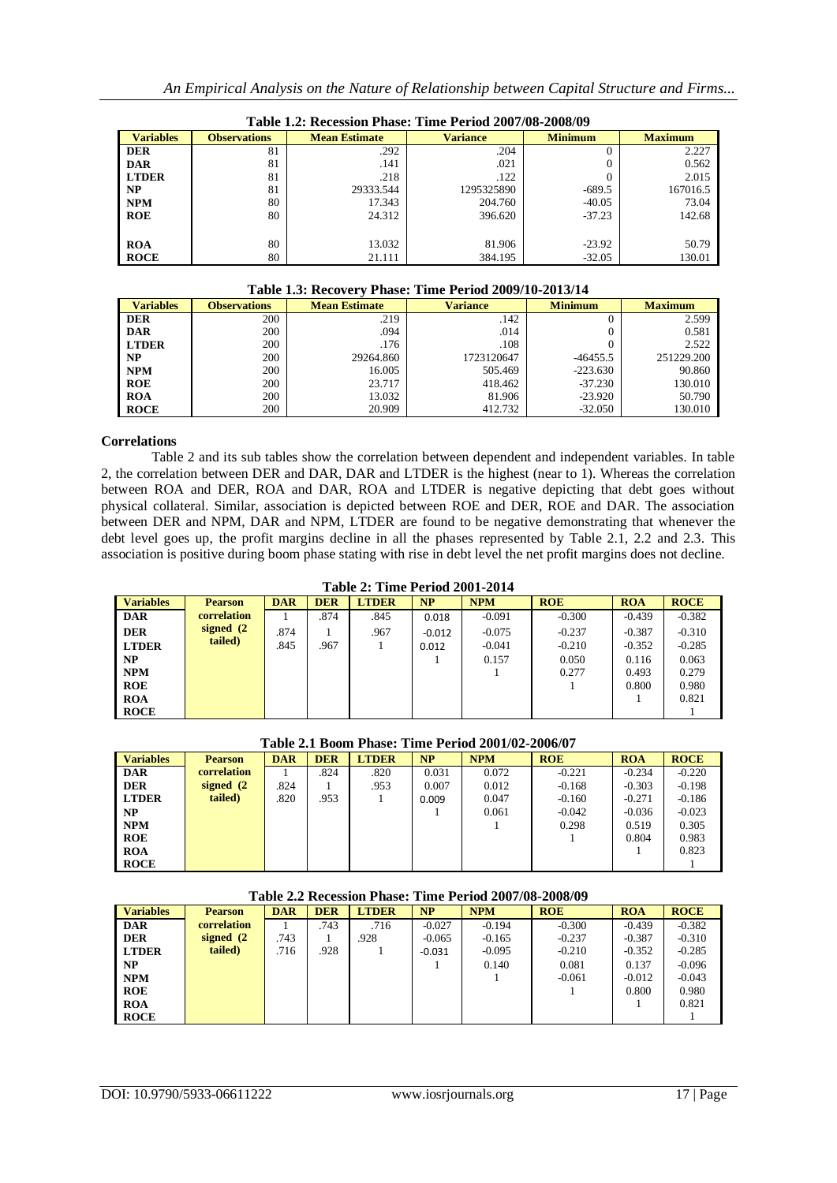**Table 1.2: Recession Phase: Time Period 2007/08-2008/09**

| Variables | Observations | Mean Estimate | Variance | Minimum | Maximum |
|---|---|---|---|---|---|
| DER | 81 | .292 | .204 | 0 | 2.227 |
| DAR | 81 | .141 | .021 | 0 | 0.562 |
| LTDER | 81 | .218 | .122 | 0 | 2.015 |
| NP | 81 | 29333.544 | 1295325890 | -689.5 | 167016.5 |
| NPM | 80 | 17.343 | 204.760 | -40.05 | 73.04 |
| ROE | 80 | 24.312 | 396.620 | -37.23 | 142.68 |
| ROA | 80 | 13.032 | 81.906 | -23.92 | 50.79 |
| ROCE | 80 | 21.111 | 384.195 | -32.05 | 130.01 |

**Table 1.3: Recovery Phase: Time Period 2009/10-2013/14**

| Variables | Observations | Mean Estimate | Variance | Minimum | Maximum |
|---|---|---|---|---|---|
| DER | 200 | .219 | .142 | 0 | 2.599 |
| DAR | 200 | .094 | .014 | 0 | 0.581 |
| LTDER | 200 | .176 | .108 | 0 | 2.522 |
| NP | 200 | 29264.860 | 1723120647 | -46455.5 | 251229.200 |
| NPM | 200 | 16.005 | 505.469 | -223.630 | 90.860 |
| ROE | 200 | 23.717 | 418.462 | -37.230 | 130.010 |
| ROA | 200 | 13.032 | 81.906 | -23.920 | 50.790 |
| ROCE | 200 | 20.909 | 412.732 | -32.050 | 130.010 |

**Correlations**

Table 2 and its sub tables show the correlation between dependent and independent variables. In table 2, the correlation between DER and DAR, DAR and LTDER is the highest (near to 1). Whereas the correlation between ROA and DER, ROA and DAR, ROA and LTDER is negative depicting that debt goes without physical collateral. Similar, association is depicted between ROE and DER, ROE and DAR. The association between DER and NPM, DAR and NPM, LTDER are found to be negative demonstrating that whenever the debt level goes up, the profit margins decline in all the phases represented by Table 2.1, 2.2 and 2.3. This association is positive during boom phase stating with rise in debt level the net profit margins does not decline.

**Table 2: Time Period 2001-2014**

| Variables | Pearson | DAR | DER | LTDER | NP | NPM | ROE | ROA | ROCE |
|---|---|---|---|---|---|---|---|---|---|
| DAR | correlation | 1 | .874 | .845 | 0.018 | -0.091 | -0.300 | -0.439 | -0.382 |
| DER | signed (2 | .874 | 1 | .967 | -0.012 | -0.075 | -0.237 | -0.387 | -0.310 |
| LTDER | tailed) | .845 | .967 | 1 | 0.012 | -0.041 | -0.210 | -0.352 | -0.285 |
| NP | | | | | 1 | 0.157 | 0.050 | 0.116 | 0.063 |
| NPM | | | | | | 1 | 0.277 | 0.493 | 0.279 |
| ROE | | | | | | | 1 | 0.800 | 0.980 |
| ROA | | | | | | | | 1 | 0.821 |
| ROCE | | | | | | | | | 1 |

**Table 2.1 Boom Phase: Time Period 2001/02-2006/07**

| Variables | Pearson | DAR | DER | LTDER | NP | NPM | ROE | ROA | ROCE |
|---|---|---|---|---|---|---|---|---|---|
| DAR | correlation | 1 | .824 | .820 | 0.031 | 0.072 | -0.221 | -0.234 | -0.220 |
| DER | signed (2 | .824 | 1 | .953 | 0.007 | 0.012 | -0.168 | -0.303 | -0.198 |
| LTDER | tailed) | .820 | .953 | 1 | 0.009 | 0.047 | -0.160 | -0.271 | -0.186 |
| NP | | | | | 1 | 0.061 | -0.042 | -0.036 | -0.023 |
| NPM | | | | | | 1 | 0.298 | 0.519 | 0.305 |
| ROE | | | | | | | 1 | 0.804 | 0.983 |
| ROA | | | | | | | | 1 | 0.823 |
| ROCE | | | | | | | | | 1 |

**Table 2.2 Recession Phase: Time Period 2007/08-2008/09**

| Variables | Pearson | DAR | DER | LTDER | NP | NPM | ROE | ROA | ROCE |
|---|---|---|---|---|---|---|---|---|---|
| DAR | correlation | 1 | .743 | .716 | -0.027 | -0.194 | -0.300 | -0.439 | -0.382 |
| DER | signed (2 | .743 | 1 | .928 | -0.065 | -0.165 | -0.237 | -0.387 | -0.310 |
| LTDER | tailed) | .716 | .928 | 1 | -0.031 | -0.095 | -0.210 | -0.352 | -0.285 |
| NP | | | | | 1 | 0.140 | 0.081 | 0.137 | -0.096 |
| NPM | | | | | | 1 | -0.061 | -0.012 | -0.043 |
| ROE | | | | | | | 1 | 0.800 | 0.980 |
| ROA | | | | | | | | 1 | 0.821 |
| ROCE | | | | | | | | | 1 |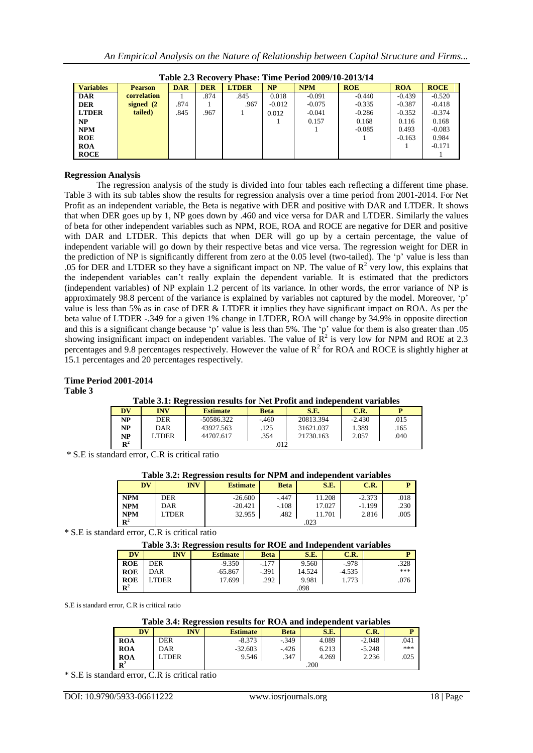**Table 2.3 Recovery Phase: Time Period 2009/10-2013/14**

| Variables | Pearson correlation signed (2 tailed) | DAR | DER | LTDER | NP | NPM | ROE | ROA | ROCE |
|---|---|---|---|---|---|---|---|---|---|
| DAR | | 1 | .874 | .845 | 0.018 | -0.091 | -0.440 | -0.439 | -0.520 |
| DER | | .874 | 1 | .967 | -0.012 | -0.075 | -0.335 | -0.387 | -0.418 |
| LTDER | | .845 | .967 | 1 | 0.012 | -0.041 | -0.286 | -0.352 | -0.374 |
| NP | | | | | 1 | 0.157 | 0.168 | 0.116 | 0.168 |
| NPM | | | | | | 1 | -0.085 | 0.493 | -0.083 |
| ROE | | | | | | | 1 | -0.163 | 0.984 |
| ROA | | | | | | | | 1 | -0.171 |
| ROCE | | | | | | | | | 1 |

**Regression Analysis**

The regression analysis of the study is divided into four tables each reflecting a different time phase. Table 3 with its sub tables show the results for regression analysis over a time period from 2001-2014. For Net Profit as an independent variable, the Beta is negative with DER and positive with DAR and LTDER. It shows that when DER goes up by 1, NP goes down by .460 and vice versa for DAR and LTDER. Similarly the values of beta for other independent variables such as NPM, ROE, ROA and ROCE are negative for DER and positive with DAR and LTDER. This depicts that when DER will go up by a certain percentage, the value of independent variable will go down by their respective betas and vice versa. The regression weight for DER in the prediction of NP is significantly different from zero at the 0.05 level (two-tailed). The 'p' value is less than .05 for DER and LTDER so they have a significant impact on NP. The value of $R^2$ very low, this explains that the independent variables can't really explain the dependent variable. It is estimated that the predictors (independent variables) of NP explain 1.2 percent of its variance. In other words, the error variance of NP is approximately 98.8 percent of the variance is explained by variables not captured by the model. Moreover, 'p' value is less than 5% as in case of DER & LTDER it implies they have significant impact on ROA. As per the beta value of LTDER -.349 for a given 1% change in LTDER, ROA will change by 34.9% in opposite direction and this is a significant change because 'p' value is less than 5%. The 'p' value for them is also greater than .05 showing insignificant impact on independent variables. The value of $R^2$ is very low for NPM and ROE at 2.3 percentages and 9.8 percentages respectively. However the value of $R^2$ for ROA and ROCE is slightly higher at 15.1 percentages and 20 percentages respectively.

**Time Period 2001-2014**

**Table 3**

**Table 3.1: Regression results for Net Profit and independent variables**

| DV | INV | Estimate | Beta | S.E. | C.R. | P |
|---|---|---|---|---|---|---|
| NP | DER | -50586.322 | -.460 | 20813.394 | -2.430 | .015 |
| NP | DAR | 43927.563 | .125 | 31621.037 | 1.389 | .165 |
| NP | LTDER | 44707.617 | .354 | 21730.163 | 2.057 | .040 |
| $R^2$ | | .012 | | | | |

\* S.E is standard error, C.R is critical ratio

**Table 3.2: Regression results for NPM and independent variables**

| DV | INV | Estimate | Beta | S.E. | C.R. | P |
|---|---|---|---|---|---|---|
| NPM | DER | -26.600 | -.447 | 11.208 | -2.373 | .018 |
| NPM | DAR | -20.421 | -.108 | 17.027 | -1.199 | .230 |
| NPM | LTDER | 32.955 | .482 | 11.701 | 2.816 | .005 |
| $R^2$ | | .023 | | | | |

\* S.E is standard error, C.R is critical ratio

**Table 3.3: Regression results for ROE and Independent variables**

| DV | INV | Estimate | Beta | S.E. | C.R. | P |
|---|---|---|---|---|---|---|
| ROE | DER | -9.350 | -.177 | 9.560 | -.978 | .328 |
| ROE | DAR | -65.867 | -.391 | 14.524 | -4.535 | *** |
| ROE | LTDER | 17.699 | .292 | 9.981 | 1.773 | .076 |
| $R^2$ | | .098 | | | | |

S.E is standard error, C.R is critical ratio

**Table 3.4: Regression results for ROA and independent variables**

| DV | INV | Estimate | Beta | S.E. | C.R. | P |
|---|---|---|---|---|---|---|
| ROA | DER | -8.373 | -.349 | 4.089 | -2.048 | .041 |
| ROA | DAR | -32.603 | -.426 | 6.213 | -5.248 | *** |
| ROA | LTDER | 9.546 | .347 | 4.269 | 2.236 | .025 |
| $R^2$ | | .200 | | | | |

\* S.E is standard error, C.R is critical ratio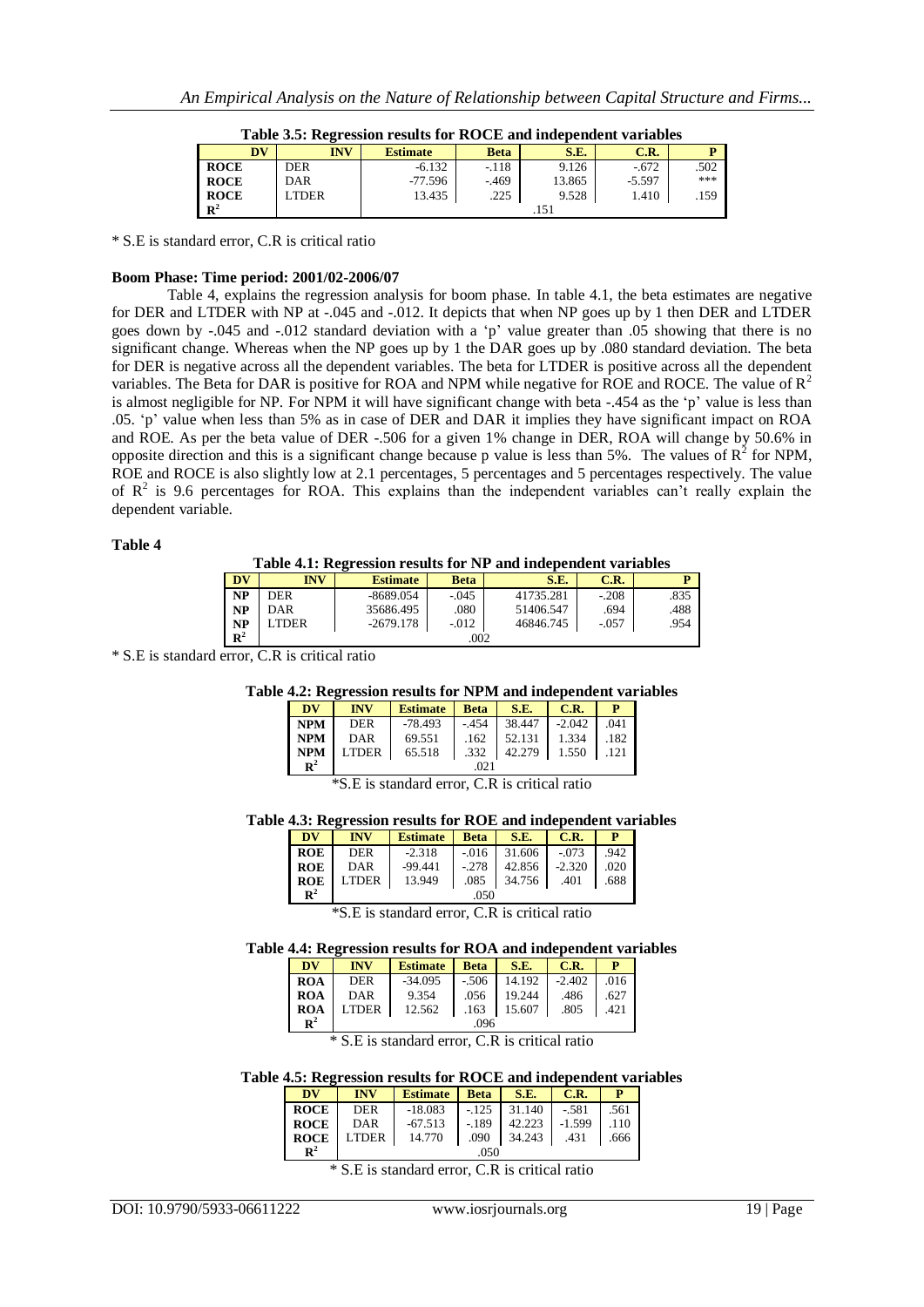**Table 3.5: Regression results for ROCE and independent variables**

| DV | INV | Estimate | Beta | S.E. | C.R. | P |
|---|---|---|---|---|---|---|
| ROCE | DER | -6.132 | -.118 | 9.126 | -.672 | .502 |
| ROCE | DAR | -77.596 | -.469 | 13.865 | -5.597 | *** |
| ROCE | LTDER | 13.435 | .225 | 9.528 | 1.410 | .159 |
| $R^2$ | .151 | | | | | |

* S.E is standard error, C.R is critical ratio

**Boom Phase: Time period: 2001/02-2006/07**

Table 4, explains the regression analysis for boom phase. In table 4.1, the beta estimates are negative for DER and LTDER with NP at -.045 and -.012. It depicts that when NP goes up by 1 then DER and LTDER goes down by -.045 and -.012 standard deviation with a 'p' value greater than .05 showing that there is no significant change. Whereas when the NP goes up by 1 the DAR goes up by .080 standard deviation. The beta for DER is negative across all the dependent variables. The beta for LTDER is positive across all the dependent variables. The Beta for DAR is positive for ROA and NPM while negative for ROE and ROCE. The value of $R^2$ is almost negligible for NP. For NPM it will have significant change with beta -.454 as the 'p' value is less than .05. 'p' value when less than 5% as in case of DER and DAR it implies they have significant impact on ROA and ROE. As per the beta value of DER -.506 for a given 1% change in DER, ROA will change by 50.6% in opposite direction and this is a significant change because p value is less than 5%. The values of $R^2$ for NPM, ROE and ROCE is also slightly low at 2.1 percentages, 5 percentages and 5 percentages respectively. The value of $R^2$ is 9.6 percentages for ROA. This explains than the independent variables can't really explain the dependent variable.

**Table 4**

**Table 4.1: Regression results for NP and independent variables**

| DV | INV | Estimate | Beta | S.E. | C.R. | P |
|---|---|---|---|---|---|---|
| NP | DER | -8689.054 | -.045 | 41735.281 | -.208 | .835 |
| NP | DAR | 35686.495 | .080 | 51406.547 | .694 | .488 |
| NP | LTDER | -2679.178 | -.012 | 46846.745 | -.057 | .954 |
| $R^2$ | .002 | | | | | |

* S.E is standard error, C.R is critical ratio

**Table 4.2: Regression results for NPM and independent variables**

| DV | INV | Estimate | Beta | S.E. | C.R. | P |
|---|---|---|---|---|---|---|
| NPM | DER | -78.493 | -.454 | 38.447 | -2.042 | .041 |
| NPM | DAR | 69.551 | .162 | 52.131 | 1.334 | .182 |
| NPM | LTDER | 65.518 | .332 | 42.279 | 1.550 | .121 |
| $R^2$ | .021 | | | | | |

*S.E is standard error, C.R is critical ratio

**Table 4.3: Regression results for ROE and independent variables**

| DV | INV | Estimate | Beta | S.E. | C.R. | P |
|---|---|---|---|---|---|---|
| ROE | DER | -2.318 | -.016 | 31.606 | -.073 | .942 |
| ROE | DAR | -99.441 | -.278 | 42.856 | -2.320 | .020 |
| ROE | LTDER | 13.949 | .085 | 34.756 | .401 | .688 |
| $R^2$ | .050 | | | | | |

*S.E is standard error, C.R is critical ratio

**Table 4.4: Regression results for ROA and independent variables**

| DV | INV | Estimate | Beta | S.E. | C.R. | P |
|---|---|---|---|---|---|---|
| ROA | DER | -34.095 | -.506 | 14.192 | -2.402 | .016 |
| ROA | DAR | 9.354 | .056 | 19.244 | .486 | .627 |
| ROA | LTDER | 12.562 | .163 | 15.607 | .805 | .421 |
| $R^2$ | .096 | | | | | |

* S.E is standard error, C.R is critical ratio

**Table 4.5: Regression results for ROCE and independent variables**

| DV | INV | Estimate | Beta | S.E. | C.R. | P |
|---|---|---|---|---|---|---|
| ROCE | DER | -18.083 | -.125 | 31.140 | -.581 | .561 |
| ROCE | DAR | -67.513 | -.189 | 42.223 | -1.599 | .110 |
| ROCE | LTDER | 14.770 | .090 | 34.243 | .431 | .666 |
| $R^2$ | .050 | | | | | |

* S.E is standard error, C.R is critical ratio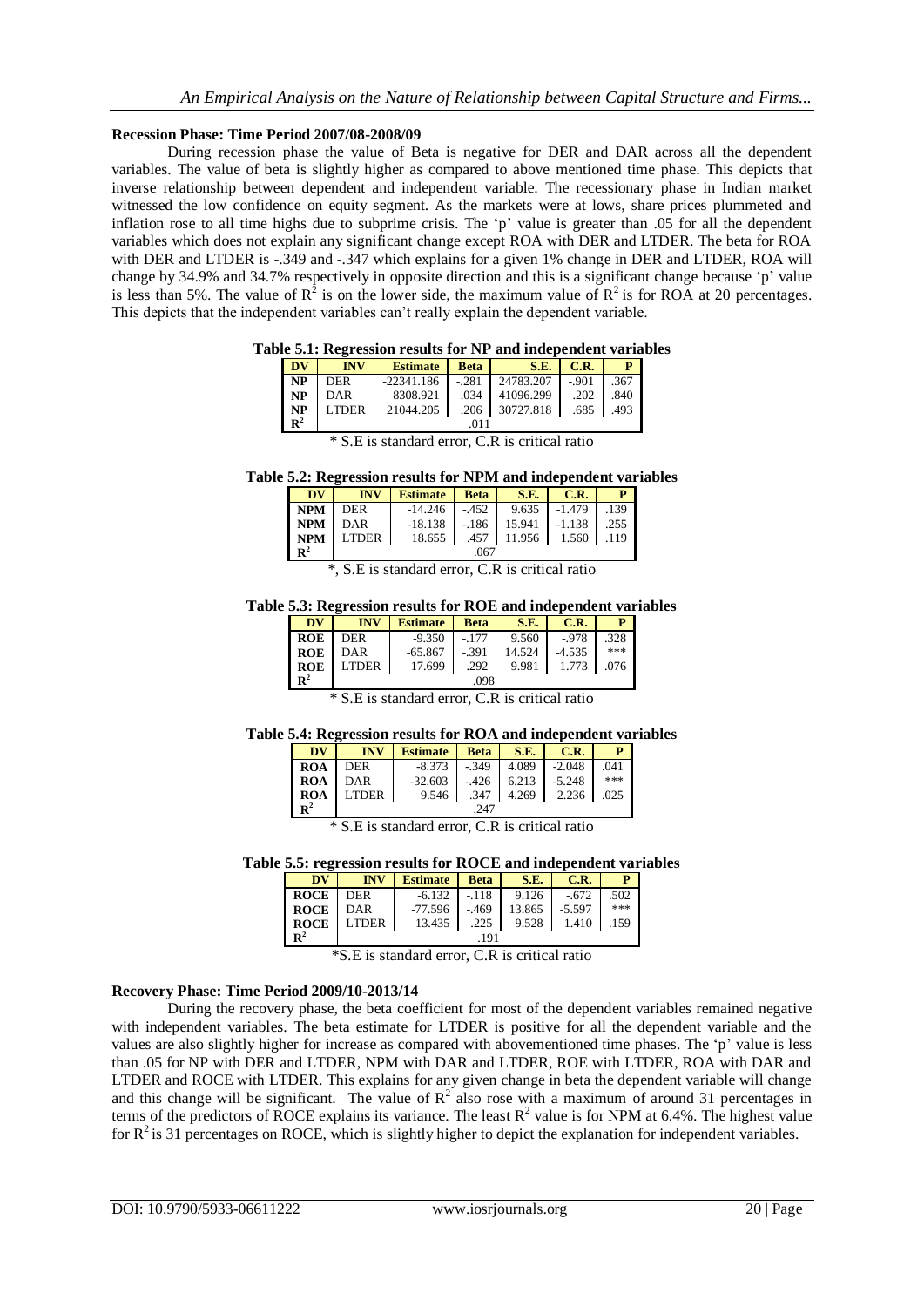**Recession Phase: Time Period 2007/08-2008/09**

During recession phase the value of Beta is negative for DER and DAR across all the dependent variables. The value of beta is slightly higher as compared to above mentioned time phase. This depicts that inverse relationship between dependent and independent variable. The recessionary phase in Indian market witnessed the low confidence on equity segment. As the markets were at lows, share prices plummeted and inflation rose to all time highs due to subprime crisis. The 'p' value is greater than .05 for all the dependent variables which does not explain any significant change except ROA with DER and LTDER. The beta for ROA with DER and LTDER is -.349 and -.347 which explains for a given 1% change in DER and LTDER, ROA will change by 34.9% and 34.7% respectively in opposite direction and this is a significant change because 'p' value is less than 5%. The value of $R^2$ is on the lower side, the maximum value of $R^2$ is for ROA at 20 percentages. This depicts that the independent variables can't really explain the dependent variable.

**Table 5.1: Regression results for NP and independent variables**

| DV | INV | Estimate | Beta | S.E. | C.R. | P |
|---|---|---|---|---|---|---|
| NP | DER | -22341.186 | -.281 | 24783.207 | -.901 | .367 |
| NP | DAR | 8308.921 | .034 | 41096.299 | .202 | .840 |
| NP | LTDER | 21044.205 | .206 | 30727.818 | .685 | .493 |
| $R^2$ | | | .011 | | | |

\* S.E is standard error, C.R is critical ratio

**Table 5.2: Regression results for NPM and independent variables**

| DV | INV | Estimate | Beta | S.E. | C.R. | P |
|---|---|---|---|---|---|---|
| NPM | DER | -14.246 | -.452 | 9.635 | -1.479 | .139 |
| NPM | DAR | -18.138 | -.186 | 15.941 | -1.138 | .255 |
| NPM | LTDER | 18.655 | .457 | 11.956 | 1.560 | .119 |
| $R^2$ | | | .067 | | | |

\*, S.E is standard error, C.R is critical ratio

**Table 5.3: Regression results for ROE and independent variables**

| DV | INV | Estimate | Beta | S.E. | C.R. | P |
|---|---|---|---|---|---|---|
| ROE | DER | -9.350 | -.177 | 9.560 | -.978 | .328 |
| ROE | DAR | -65.867 | -.391 | 14.524 | -4.535 | *** |
| ROE | LTDER | 17.699 | .292 | 9.981 | 1.773 | .076 |
| $R^2$ | | | .098 | | | |

\* S.E is standard error, C.R is critical ratio

**Table 5.4: Regression results for ROA and independent variables**

| DV | INV | Estimate | Beta | S.E. | C.R. | P |
|---|---|---|---|---|---|---|
| ROA | DER | -8.373 | -.349 | 4.089 | -2.048 | .041 |
| ROA | DAR | -32.603 | -.426 | 6.213 | -5.248 | *** |
| ROA | LTDER | 9.546 | .347 | 4.269 | 2.236 | .025 |
| $R^2$ | | | .247 | | | |

\* S.E is standard error, C.R is critical ratio

**Table 5.5: regression results for ROCE and independent variables**

| DV | INV | Estimate | Beta | S.E. | C.R. | P |
|---|---|---|---|---|---|---|
| ROCE | DER | -6.132 | -.118 | 9.126 | -.672 | .502 |
| ROCE | DAR | -77.596 | -.469 | 13.865 | -5.597 | *** |
| ROCE | LTDER | 13.435 | .225 | 9.528 | 1.410 | .159 |
| $R^2$ | | | .191 | | | |

\*S.E is standard error, C.R is critical ratio

**Recovery Phase: Time Period 2009/10-2013/14**

During the recovery phase, the beta coefficient for most of the dependent variables remained negative with independent variables. The beta estimate for LTDER is positive for all the dependent variable and the values are also slightly higher for increase as compared with abovementioned time phases. The 'p' value is less than .05 for NP with DER and LTDER, NPM with DAR and LTDER, ROE with LTDER, ROA with DAR and LTDER and ROCE with LTDER. This explains for any given change in beta the dependent variable will change and this change will be significant. The value of $R^2$ also rose with a maximum of around 31 percentages in terms of the predictors of ROCE explains its variance. The least $R^2$ value is for NPM at 6.4%. The highest value for $R^2$ is 31 percentages on ROCE, which is slightly higher to depict the explanation for independent variables.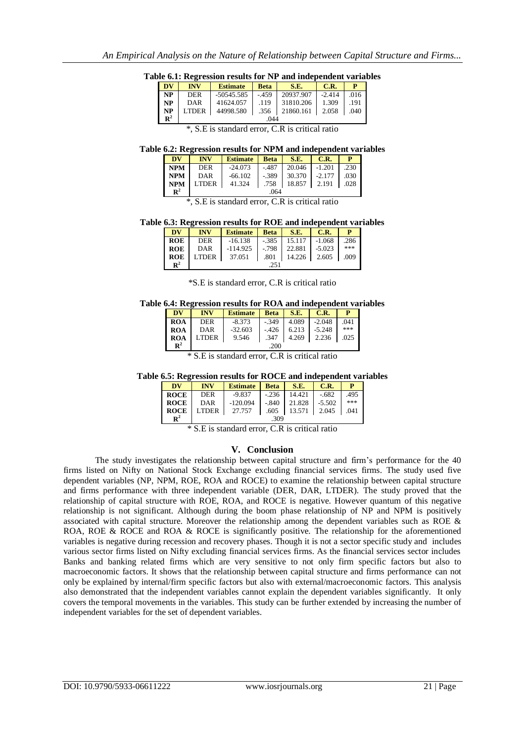**Table 6.1: Regression results for NP and independent variables**

| DV | INV | Estimate | Beta | S.E. | C.R. | P |
|---|---|---|---|---|---|---|
| NP | DER | -50545.585 | -.459 | 20937.907 | -2.414 | .016 |
| NP | DAR | 41624.057 | .119 | 31810.206 | 1.309 | .191 |
| NP | LTDER | 44998.580 | .356 | 21860.161 | 2.058 | .040 |
| $R^2$ | .044 | | | | | |

*, S.E is standard error, C.R is critical ratio

**Table 6.2: Regression results for NPM and independent variables**

| DV | INV | Estimate | Beta | S.E. | C.R. | P |
|---|---|---|---|---|---|---|
| NPM | DER | -24.073 | -.487 | 20.046 | -1.201 | .230 |
| NPM | DAR | -66.102 | -.389 | 30.370 | -2.177 | .030 |
| NPM | LTDER | 41.324 | .758 | 18.857 | 2.191 | .028 |
| $R^2$ | .064 | | | | | |

*, S.E is standard error, C.R is critical ratio

**Table 6.3: Regression results for ROE and independent variables**

| DV | INV | Estimate | Beta | S.E. | C.R. | P |
|---|---|---|---|---|---|---|
| ROE | DER | -16.138 | -.385 | 15.117 | -1.068 | .286 |
| ROE | DAR | -114.925 | -.798 | 22.881 | -5.023 | *** |
| ROE | LTDER | 37.051 | .801 | 14.226 | 2.605 | .009 |
| $R^2$ | .251 | | | | | |

*S.E is standard error, C.R is critical ratio

**Table 6.4: Regression results for ROA and independent variables**

| DV | INV | Estimate | Beta | S.E. | C.R. | P |
|---|---|---|---|---|---|---|
| ROA | DER | -8.373 | -.349 | 4.089 | -2.048 | .041 |
| ROA | DAR | -32.603 | -.426 | 6.213 | -5.248 | *** |
| ROA | LTDER | 9.546 | .347 | 4.269 | 2.236 | .025 |
| $R^2$ | .200 | | | | | |

* S.E is standard error, C.R is critical ratio

**Table 6.5: Regression results for ROCE and independent variables**

| DV | INV | Estimate | Beta | S.E. | C.R. | P |
|---|---|---|---|---|---|---|
| ROCE | DER | -9.837 | -.236 | 14.421 | -.682 | .495 |
| ROCE | DAR | -120.094 | -.840 | 21.828 | -5.502 | *** |
| ROCE | LTDER | 27.757 | .605 | 13.571 | 2.045 | .041 |
| $R^2$ | .309 | | | | | |

* S.E is standard error, C.R is critical ratio

## V. Conclusion

The study investigates the relationship between capital structure and firm's performance for the 40 firms listed on Nifty on National Stock Exchange excluding financial services firms. The study used five dependent variables (NP, NPM, ROE, ROA and ROCE) to examine the relationship between capital structure and firms performance with three independent variable (DER, DAR, LTDER). The study proved that the relationship of capital structure with ROE, ROA, and ROCE is negative. However quantum of this negative relationship is not significant. Although during the boom phase relationship of NP and NPM is positively associated with capital structure. Moreover the relationship among the dependent variables such as ROE & ROA, ROE & ROCE and ROA & ROCE is significantly positive. The relationship for the aforementioned variables is negative during recession and recovery phases. Though it is not a sector specific study and includes various sector firms listed on Nifty excluding financial services firms. As the financial services sector includes Banks and banking related firms which are very sensitive to not only firm specific factors but also to macroeconomic factors. It shows that the relationship between capital structure and firms performance can not only be explained by internal/firm specific factors but also with external/macroeconomic factors. This analysis also demonstrated that the independent variables cannot explain the dependent variables significantly. It only covers the temporal movements in the variables. This study can be further extended by increasing the number of independent variables for the set of dependent variables.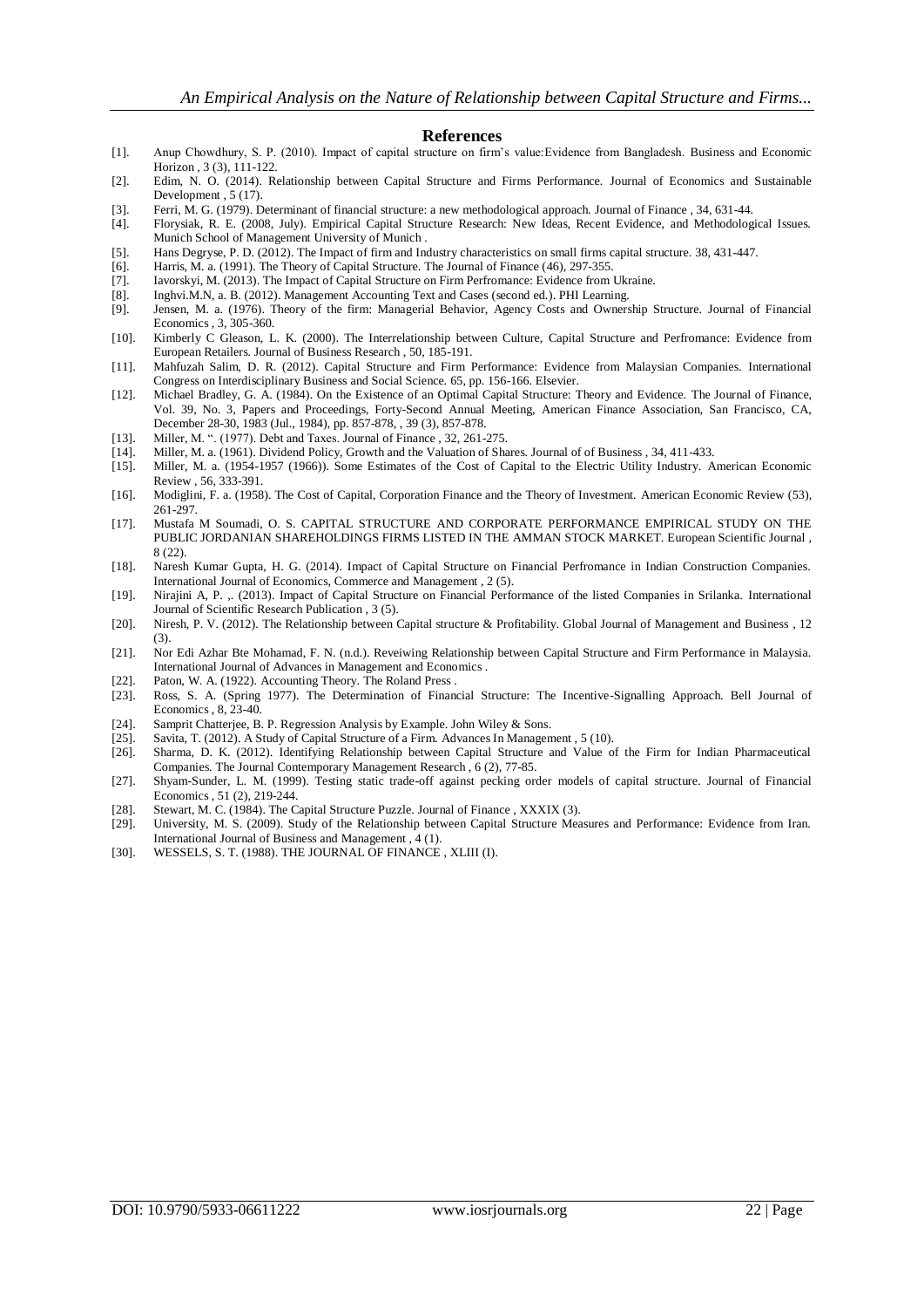## References

[1]. Anup Chowdhury, S. P. (2010). Impact of capital structure on firm's value:Evidence from Bangladesh. Business and Economic Horizon , 3 (3), 111-122.

[2]. Edim, N. O. (2014). Relationship between Capital Structure and Firms Performance. Journal of Economics and Sustainable Development , 5 (17).

[3]. Ferri, M. G. (1979). Determinant of financial structure: a new methodological approach. Journal of Finance , 34, 631-44.

[4]. Florysiak, R. E. (2008, July). Empirical Capital Structure Research: New Ideas, Recent Evidence, and Methodological Issues. Munich School of Management University of Munich .

[5]. Hans Degryse, P. D. (2012). The Impact of firm and Industry characteristics on small firms capital structure. 38, 431-447.

[6]. Harris, M. a. (1991). The Theory of Capital Structure. The Journal of Finance (46), 297-355.

[7]. Iavorskyi, M. (2013). The Impact of Capital Structure on Firm Perfromance: Evidence from Ukraine.

[8]. Inghvi.M.N, a. B. (2012). Management Accounting Text and Cases (second ed.). PHI Learning.

[9]. Jensen, M. a. (1976). Theory of the firm: Managerial Behavior, Agency Costs and Ownership Structure. Journal of Financial Economics , 3, 305-360.

[10]. Kimberly C Gleason, L. K. (2000). The Interrelationship between Culture, Capital Structure and Perfromance: Evidence from European Retailers. Journal of Business Research , 50, 185-191.

[11]. Mahfuzah Salim, D. R. (2012). Capital Structure and Firm Performance: Evidence from Malaysian Companies. International Congress on Interdisciplinary Business and Social Science. 65, pp. 156-166. Elsevier.

[12]. Michael Bradley, G. A. (1984). On the Existence of an Optimal Capital Structure: Theory and Evidence. The Journal of Finance, Vol. 39, No. 3, Papers and Proceedings, Forty-Second Annual Meeting, American Finance Association, San Francisco, CA, December 28-30, 1983 (Jul., 1984), pp. 857-878, , 39 (3), 857-878.

[13]. Miller, M. ". (1977). Debt and Taxes. Journal of Finance , 32, 261-275.

[14]. Miller, M. a. (1961). Dividend Policy, Growth and the Valuation of Shares. Journal of of Business , 34, 411-433.

[15]. Miller, M. a. (1954-1957 (1966)). Some Estimates of the Cost of Capital to the Electric Utility Industry. American Economic Review , 56, 333-391.

[16]. Modiglini, F. a. (1958). The Cost of Capital, Corporation Finance and the Theory of Investment. American Economic Review (53), 261-297.

[17]. Mustafa M Soumadi, O. S. CAPITAL STRUCTURE AND CORPORATE PERFORMANCE EMPIRICAL STUDY ON THE PUBLIC JORDANIAN SHAREHOLDINGS FIRMS LISTED IN THE AMMAN STOCK MARKET. European Scientific Journal , 8 (22).

[18]. Naresh Kumar Gupta, H. G. (2014). Impact of Capital Structure on Financial Perfromance in Indian Construction Companies. International Journal of Economics, Commerce and Management , 2 (5).

[19]. Nirajini A, P. ,. (2013). Impact of Capital Structure on Financial Performance of the listed Companies in Srilanka. International Journal of Scientific Research Publication , 3 (5).

[20]. Niresh, P. V. (2012). The Relationship between Capital structure & Profitability. Global Journal of Management and Business , 12 (3).

[21]. Nor Edi Azhar Bte Mohamad, F. N. (n.d.). Reveiwing Relationship between Capital Structure and Firm Performance in Malaysia. International Journal of Advances in Management and Economics .

[22]. Paton, W. A. (1922). Accounting Theory. The Roland Press .

[23]. Ross, S. A. (Spring 1977). The Determination of Financial Structure: The Incentive-Signalling Approach. Bell Journal of Economics , 8, 23-40.

[24]. Samprit Chatterjee, B. P. Regression Analysis by Example. John Wiley & Sons.

[25]. Savita, T. (2012). A Study of Capital Structure of a Firm. Advances In Management , 5 (10).

[26]. Sharma, D. K. (2012). Identifying Relationship between Capital Structure and Value of the Firm for Indian Pharmaceutical Companies. The Journal Contemporary Management Research , 6 (2), 77-85.

[27]. Shyam-Sunder, L. M. (1999). Testing static trade-off against pecking order models of capital structure. Journal of Financial Economics , 51 (2), 219-244.

[28]. Stewart, M. C. (1984). The Capital Structure Puzzle. Journal of Finance , XXXIX (3).

[29]. University, M. S. (2009). Study of the Relationship between Capital Structure Measures and Performance: Evidence from Iran. International Journal of Business and Management , 4 (1).

[30]. WESSELS, S. T. (1988). THE JOURNAL OF FINANCE , XLIII (I).